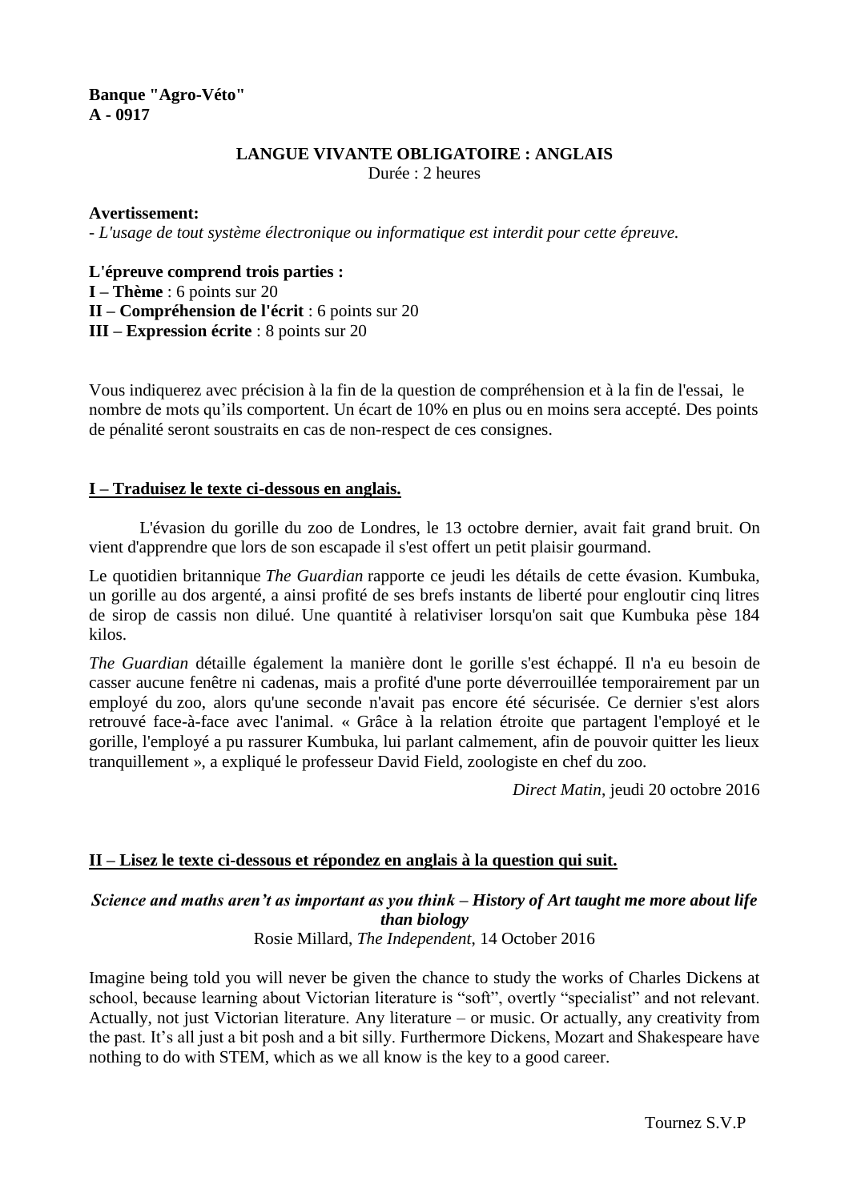**Banque "Agro-Véto"**
**A - 0917**

## LANGUE VIVANTE OBLIGATOIRE : ANGLAIS

Durée : 2 heures

**Avertissement:**
- *L'usage de tout système électronique ou informatique est interdit pour cette épreuve.*

**L'épreuve comprend trois parties :**
**I – Thème** : 6 points sur 20
**II – Compréhension de l'écrit** : 6 points sur 20
**III – Expression écrite** : 8 points sur 20

Vous indiquerez avec précision à la fin de la question de compréhension et à la fin de l'essai, le nombre de mots qu'ils comportent. Un écart de 10% en plus ou en moins sera accepté. Des points de pénalité seront soustraits en cas de non-respect de ces consignes.

### I – Traduisez le texte ci-dessous en anglais.

L'évasion du gorille du zoo de Londres, le 13 octobre dernier, avait fait grand bruit. On vient d'apprendre que lors de son escapade il s'est offert un petit plaisir gourmand.

Le quotidien britannique *The Guardian* rapporte ce jeudi les détails de cette évasion. Kumbuka, un gorille au dos argenté, a ainsi profité de ses brefs instants de liberté pour engloutir cinq litres de sirop de cassis non dilué. Une quantité à relativiser lorsqu'on sait que Kumbuka pèse 184 kilos.

*The Guardian* détaille également la manière dont le gorille s'est échappé. Il n'a eu besoin de casser aucune fenêtre ni cadenas, mais a profité d'une porte déverrouillée temporairement par un employé du zoo, alors qu'une seconde n'avait pas encore été sécurisée. Ce dernier s'est alors retrouvé face-à-face avec l'animal. « Grâce à la relation étroite que partagent l'employé et le gorille, l'employé a pu rassurer Kumbuka, lui parlant calmement, afin de pouvoir quitter les lieux tranquillement », a expliqué le professeur David Field, zoologiste en chef du zoo.

*Direct Matin*, jeudi 20 octobre 2016

### II – Lisez le texte ci-dessous et répondez en anglais à la question qui suit.

***Science and maths aren't as important as you think – History of Art taught me more about life than biology***

Rosie Millard, *The Independent*, 14 October 2016

Imagine being told you will never be given the chance to study the works of Charles Dickens at school, because learning about Victorian literature is "soft", overtly "specialist" and not relevant. Actually, not just Victorian literature. Any literature – or music. Or actually, any creativity from the past. It's all just a bit posh and a bit silly. Furthermore Dickens, Mozart and Shakespeare have nothing to do with STEM, which as we all know is the key to a good career.

Tournez S.V.P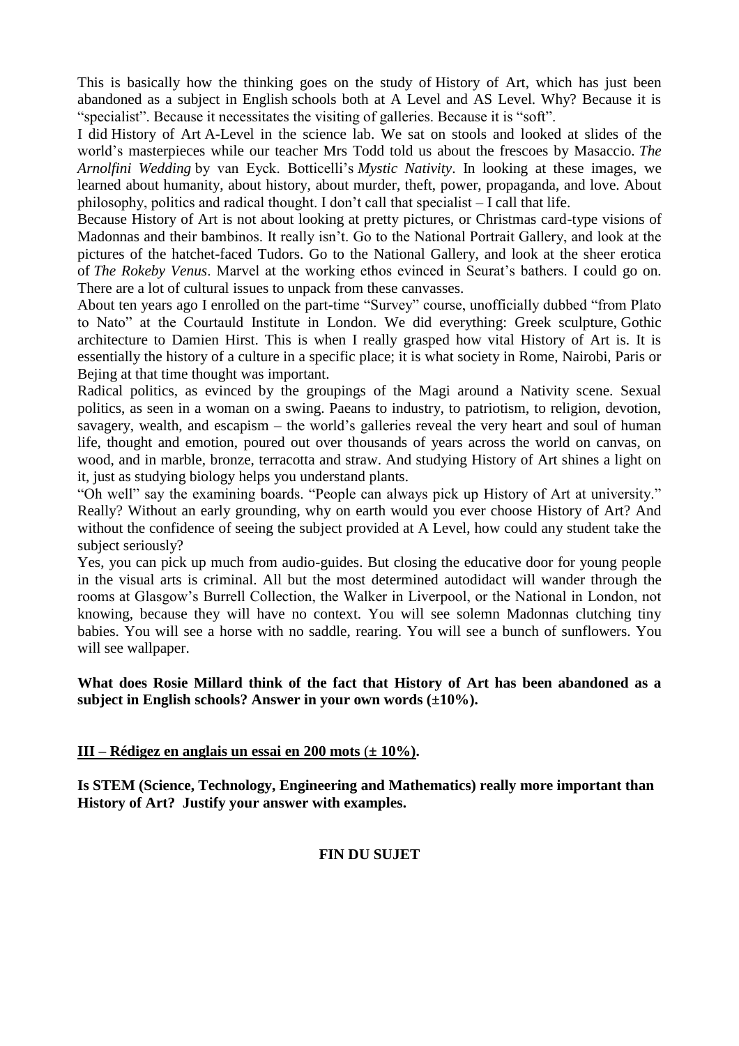This is basically how the thinking goes on the study of History of Art, which has just been abandoned as a subject in English schools both at A Level and AS Level. Why? Because it is "specialist". Because it necessitates the visiting of galleries. Because it is "soft".

I did History of Art A-Level in the science lab. We sat on stools and looked at slides of the world's masterpieces while our teacher Mrs Todd told us about the frescoes by Masaccio. *The Arnolfini Wedding* by van Eyck. Botticelli's *Mystic Nativity*. In looking at these images, we learned about humanity, about history, about murder, theft, power, propaganda, and love. About philosophy, politics and radical thought. I don't call that specialist – I call that life.

Because History of Art is not about looking at pretty pictures, or Christmas card-type visions of Madonnas and their bambinos. It really isn't. Go to the National Portrait Gallery, and look at the pictures of the hatchet-faced Tudors. Go to the National Gallery, and look at the sheer erotica of *The Rokeby Venus*. Marvel at the working ethos evinced in Seurat's bathers. I could go on. There are a lot of cultural issues to unpack from these canvasses.

About ten years ago I enrolled on the part-time "Survey" course, unofficially dubbed "from Plato to Nato" at the Courtauld Institute in London. We did everything: Greek sculpture, Gothic architecture to Damien Hirst. This is when I really grasped how vital History of Art is. It is essentially the history of a culture in a specific place; it is what society in Rome, Nairobi, Paris or Bejing at that time thought was important.

Radical politics, as evinced by the groupings of the Magi around a Nativity scene. Sexual politics, as seen in a woman on a swing. Paeans to industry, to patriotism, to religion, devotion, savagery, wealth, and escapism – the world's galleries reveal the very heart and soul of human life, thought and emotion, poured out over thousands of years across the world on canvas, on wood, and in marble, bronze, terracotta and straw. And studying History of Art shines a light on it, just as studying biology helps you understand plants.

"Oh well" say the examining boards. "People can always pick up History of Art at university." Really? Without an early grounding, why on earth would you ever choose History of Art? And without the confidence of seeing the subject provided at A Level, how could any student take the subject seriously?

Yes, you can pick up much from audio-guides. But closing the educative door for young people in the visual arts is criminal. All but the most determined autodidact will wander through the rooms at Glasgow's Burrell Collection, the Walker in Liverpool, or the National in London, not knowing, because they will have no context. You will see solemn Madonnas clutching tiny babies. You will see a horse with no saddle, rearing. You will see a bunch of sunflowers. You will see wallpaper.

**What does Rosie Millard think of the fact that History of Art has been abandoned as a subject in English schools? Answer in your own words (±10%).**

**<u>III – Rédigez en anglais un essai en 200 mots (± 10%).</u>**

**Is STEM (Science, Technology, Engineering and Mathematics) really more important than History of Art? Justify your answer with examples.**

**FIN DU SUJET**